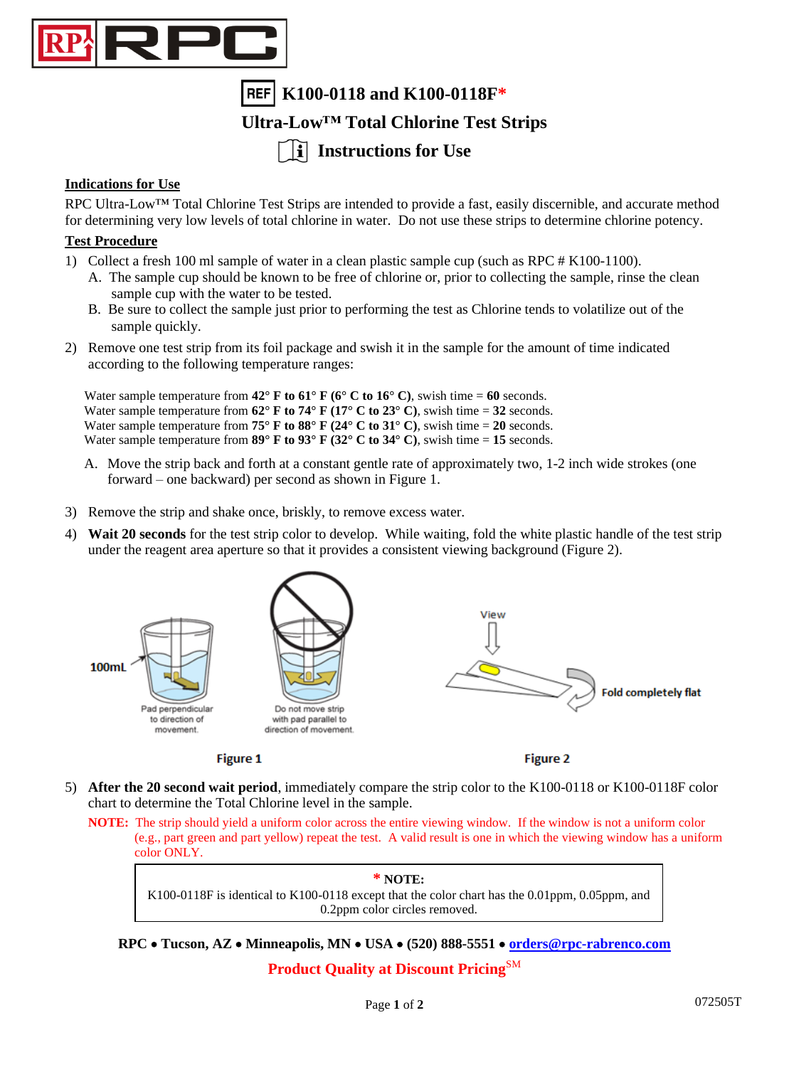# REF K100-0118 and K100-0118F*

## Ultra-Low™ Total Chlorine Test Strips

## Instructions for Use

**Indications for Use**

RPC Ultra-Low™ Total Chlorine Test Strips are intended to provide a fast, easily discernible, and accurate method for determining very low levels of total chlorine in water. Do not use these strips to determine chlorine potency.

**Test Procedure**

1) Collect a fresh 100 ml sample of water in a clean plastic sample cup (such as RPC # K100-1100).
   - A. The sample cup should be known to be free of chlorine or, prior to collecting the sample, rinse the clean sample cup with the water to be tested.
   - B. Be sure to collect the sample just prior to performing the test as Chlorine tends to volatilize out of the sample quickly.

2) Remove one test strip from its foil package and swish it in the sample for the amount of time indicated according to the following temperature ranges:

   Water sample temperature from **42° F to 61° F (6° C to 16° C)**, swish time = **60** seconds.
   Water sample temperature from **62° F to 74° F (17° C to 23° C)**, swish time = **32** seconds.
   Water sample temperature from **75° F to 88° F (24° C to 31° C)**, swish time = **20** seconds.
   Water sample temperature from **89° F to 93° F (32° C to 34° C)**, swish time = **15** seconds.

   - A. Move the strip back and forth at a constant gentle rate of approximately two, 1-2 inch wide strokes (one forward – one backward) per second as shown in Figure 1.

3) Remove the strip and shake once, briskly, to remove excess water.

4) **Wait 20 seconds** for the test strip color to develop. While waiting, fold the white plastic handle of the test strip under the reagent area aperture so that it provides a consistent viewing background (Figure 2).

100mL

Pad perpendicular to direction of movement.

Do not move strip with pad parallel to direction of movement.

Figure 1

View

Fold completely flat

Figure 2

5) **After the 20 second wait period**, immediately compare the strip color to the K100-0118 or K100-0118F color chart to determine the Total Chlorine level in the sample.

   **NOTE:** The strip should yield a uniform color across the entire viewing window. If the window is not a uniform color (e.g., part green and part yellow) repeat the test. A valid result is one in which the viewing window has a uniform color ONLY.

> *** NOTE:**
> K100-0118F is identical to K100-0118 except that the color chart has the 0.01ppm, 0.05ppm, and 0.2ppm color circles removed.

**RPC • Tucson, AZ • Minneapolis, MN • USA • (520) 888-5551 • orders@rpc-rabrenco.com**

**Product Quality at Discount Pricing**SM

072505T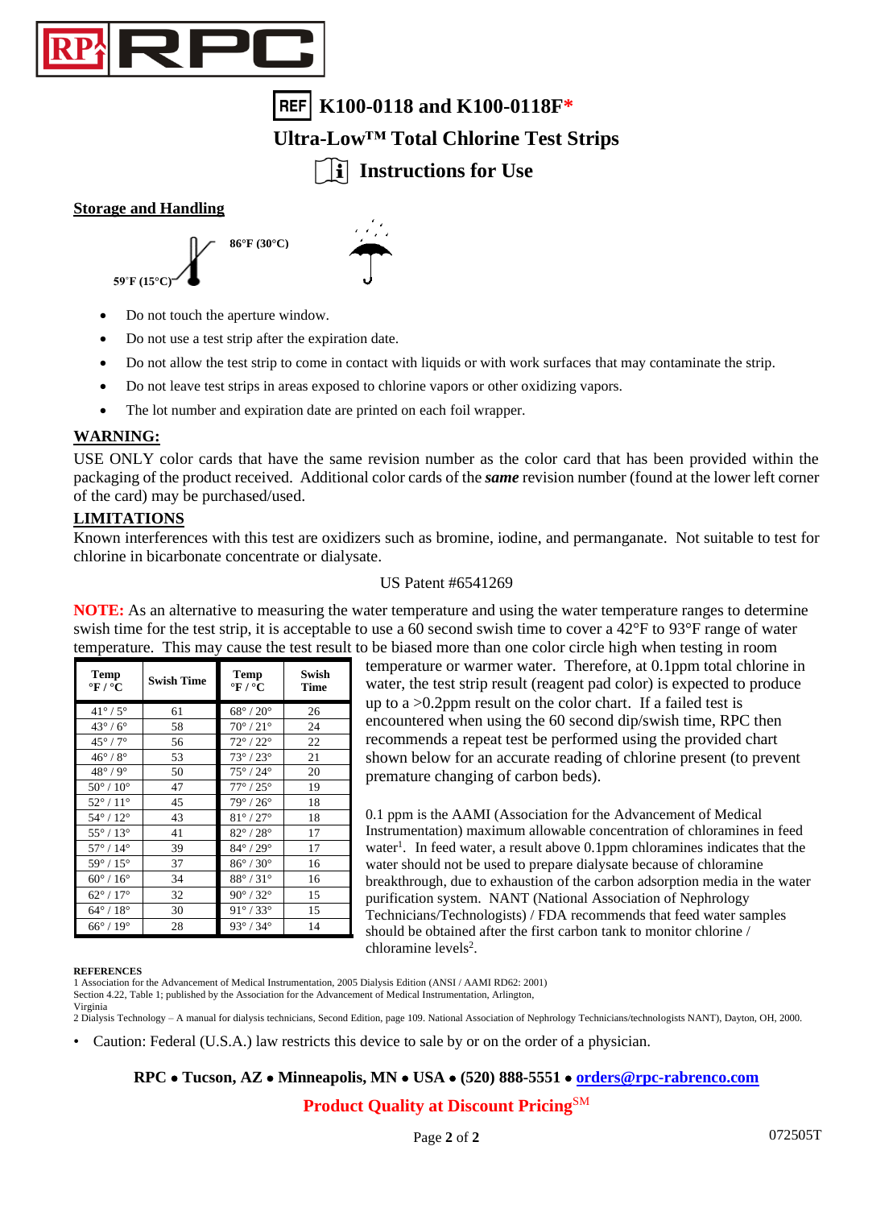REF **K100-0118 and K100-0118F***

**Ultra-Low™ Total Chlorine Test Strips**

**Instructions for Use**

## Storage and Handling

86°F (30°C)

59°F (15°C)

- Do not touch the aperture window.
- Do not use a test strip after the expiration date.
- Do not allow the test strip to come in contact with liquids or with work surfaces that may contaminate the strip.
- Do not leave test strips in areas exposed to chlorine vapors or other oxidizing vapors.
- The lot number and expiration date are printed on each foil wrapper.

## WARNING:

USE ONLY color cards that have the same revision number as the color card that has been provided within the packaging of the product received. Additional color cards of the ***same*** revision number (found at the lower left corner of the card) may be purchased/used.

## LIMITATIONS

Known interferences with this test are oxidizers such as bromine, iodine, and permanganate. Not suitable to test for chlorine in bicarbonate concentrate or dialysate.

US Patent #6541269

**NOTE:** As an alternative to measuring the water temperature and using the water temperature ranges to determine swish time for the test strip, it is acceptable to use a 60 second swish time to cover a 42°F to 93°F range of water temperature. This may cause the test result to be biased more than one color circle high when testing in room temperature or warmer water. Therefore, at 0.1ppm total chlorine in water, the test strip result (reagent pad color) is expected to produce up to a >0.2ppm result on the color chart. If a failed test is encountered when using the 60 second dip/swish time, RPC then recommends a repeat test be performed using the provided chart shown below for an accurate reading of chlorine present (to prevent premature changing of carbon beds).

| Temp °F / °C | Swish Time | Temp °F / °C | Swish Time |
|---|---|---|---|
| 41° / 5° | 61 | 68° / 20° | 26 |
| 43° / 6° | 58 | 70° / 21° | 24 |
| 45° / 7° | 56 | 72° / 22° | 22 |
| 46° / 8° | 53 | 73° / 23° | 21 |
| 48° / 9° | 50 | 75° / 24° | 20 |
| 50° / 10° | 47 | 77° / 25° | 19 |
| 52° / 11° | 45 | 79° / 26° | 18 |
| 54° / 12° | 43 | 81° / 27° | 18 |
| 55° / 13° | 41 | 82° / 28° | 17 |
| 57° / 14° | 39 | 84° / 29° | 17 |
| 59° / 15° | 37 | 86° / 30° | 16 |
| 60° / 16° | 34 | 88° / 31° | 16 |
| 62° / 17° | 32 | 90° / 32° | 15 |
| 64° / 18° | 30 | 91° / 33° | 15 |
| 66° / 19° | 28 | 93° / 34° | 14 |

0.1 ppm is the AAMI (Association for the Advancement of Medical Instrumentation) maximum allowable concentration of chloramines in feed water[1]. In feed water, a result above 0.1ppm chloramines indicates that the water should not be used to prepare dialysate because of chloramine breakthrough, due to exhaustion of the carbon adsorption media in the water purification system. NANT (National Association of Nephrology Technicians/Technologists) / FDA recommends that feed water samples should be obtained after the first carbon tank to monitor chlorine / chloramine levels[2].

**REFERENCES**

1 Association for the Advancement of Medical Instrumentation, 2005 Dialysis Edition (ANSI / AAMI RD62: 2001) Section 4.22, Table 1; published by the Association for the Advancement of Medical Instrumentation, Arlington, Virginia

2 Dialysis Technology – A manual for dialysis technicians, Second Edition, page 109. National Association of Nephrology Technicians/technologists NANT), Dayton, OH, 2000.

- Caution: Federal (U.S.A.) law restricts this device to sale by or on the order of a physician.

**RPC • Tucson, AZ • Minneapolis, MN • USA • (520) 888-5551 • orders@rpc-rabrenco.com**

**Product Quality at Discount Pricing℠**

072505T